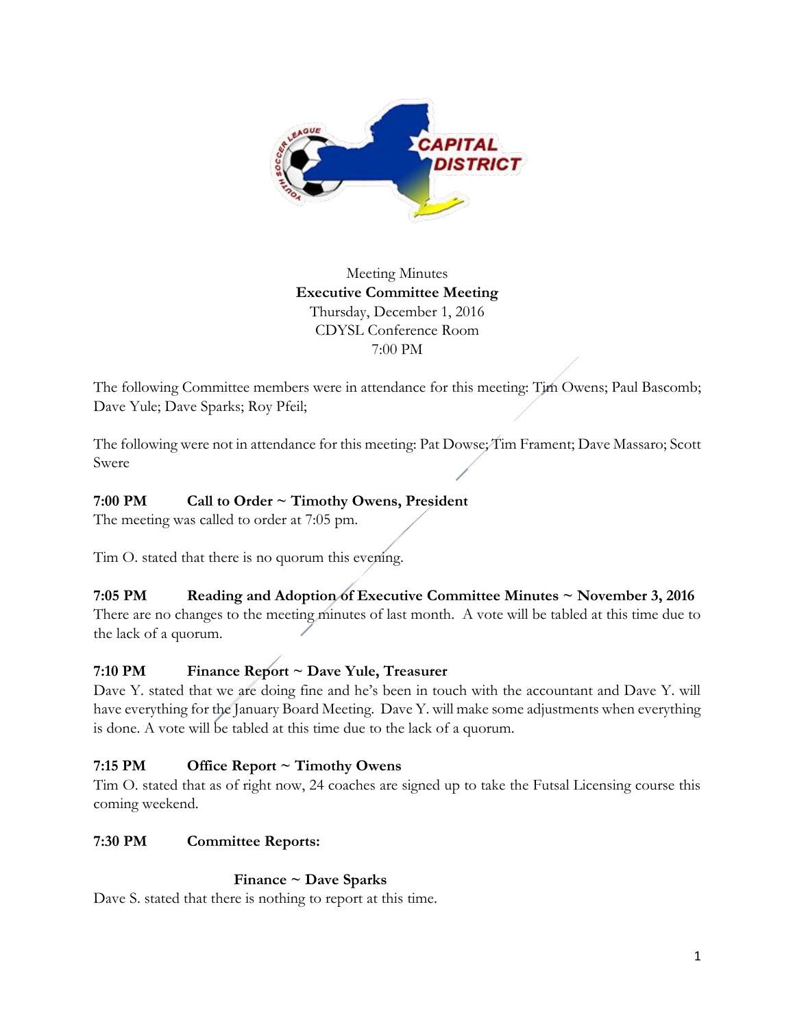Meeting Minutes

**Executive Committee Meeting**

Thursday, December 1, 2016

CDYSL Conference Room

7:00 PM

The following Committee members were in attendance for this meeting: Tim Owens; Paul Bascomb; Dave Yule; Dave Sparks; Roy Pfeil;

The following were not in attendance for this meeting: Pat Dowse; Tim Frament; Dave Massaro; Scott Swere

**7:00 PM Call to Order ~ Timothy Owens, President**

The meeting was called to order at 7:05 pm.

Tim O. stated that there is no quorum this evening.

**7:05 PM Reading and Adoption of Executive Committee Minutes ~ November 3, 2016**

There are no changes to the meeting minutes of last month. A vote will be tabled at this time due to the lack of a quorum.

**7:10 PM Finance Report ~ Dave Yule, Treasurer**

Dave Y. stated that we are doing fine and he's been in touch with the accountant and Dave Y. will have everything for the January Board Meeting. Dave Y. will make some adjustments when everything is done. A vote will be tabled at this time due to the lack of a quorum.

**7:15 PM Office Report ~ Timothy Owens**

Tim O. stated that as of right now, 24 coaches are signed up to take the Futsal Licensing course this coming weekend.

**7:30 PM Committee Reports:**

**Finance ~ Dave Sparks**

Dave S. stated that there is nothing to report at this time.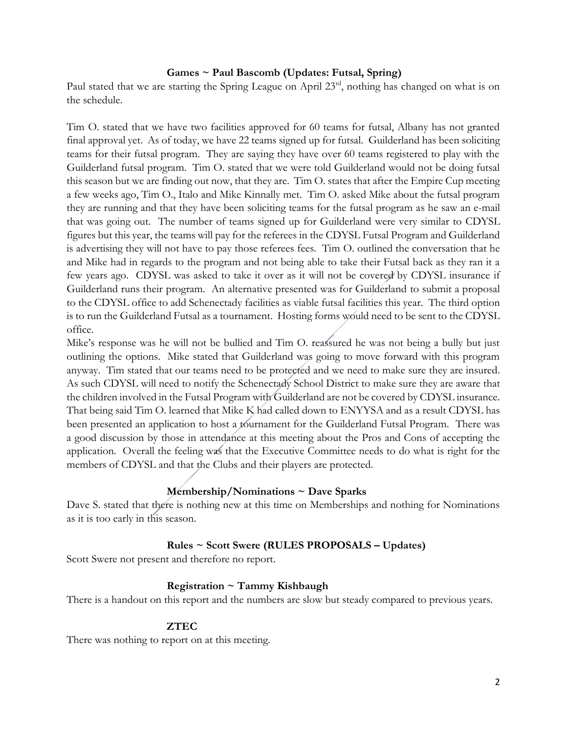**Games ~ Paul Bascomb (Updates: Futsal, Spring)**

Paul stated that we are starting the Spring League on April 23rd, nothing has changed on what is on the schedule.

Tim O. stated that we have two facilities approved for 60 teams for futsal, Albany has not granted final approval yet. As of today, we have 22 teams signed up for futsal. Guilderland has been soliciting teams for their futsal program. They are saying they have over 60 teams registered to play with the Guilderland futsal program. Tim O. stated that we were told Guilderland would not be doing futsal this season but we are finding out now, that they are. Tim O. states that after the Empire Cup meeting a few weeks ago, Tim O., Italo and Mike Kinnally met. Tim O. asked Mike about the futsal program they are running and that they have been soliciting teams for the futsal program as he saw an e-mail that was going out. The number of teams signed up for Guilderland were very similar to CDYSL figures but this year, the teams will pay for the referees in the CDYSL Futsal Program and Guilderland is advertising they will not have to pay those referees fees. Tim O. outlined the conversation that he and Mike had in regards to the program and not being able to take their Futsal back as they ran it a few years ago. CDYSL was asked to take it over as it will not be covered by CDYSL insurance if Guilderland runs their program. An alternative presented was for Guilderland to submit a proposal to the CDYSL office to add Schenectady facilities as viable futsal facilities this year. The third option is to run the Guilderland Futsal as a tournament. Hosting forms would need to be sent to the CDYSL office.

Mike's response was he will not be bullied and Tim O. reassured he was not being a bully but just outlining the options. Mike stated that Guilderland was going to move forward with this program anyway. Tim stated that our teams need to be protected and we need to make sure they are insured. As such CDYSL will need to notify the Schenectady School District to make sure they are aware that the children involved in the Futsal Program with Guilderland are not be covered by CDYSL insurance. That being said Tim O. learned that Mike K had called down to ENYYSA and as a result CDYSL has been presented an application to host a tournament for the Guilderland Futsal Program. There was a good discussion by those in attendance at this meeting about the Pros and Cons of accepting the application. Overall the feeling was that the Executive Committee needs to do what is right for the members of CDYSL and that the Clubs and their players are protected.

**Membership/Nominations ~ Dave Sparks**

Dave S. stated that there is nothing new at this time on Memberships and nothing for Nominations as it is too early in this season.

**Rules ~ Scott Swere (RULES PROPOSALS – Updates)**

Scott Swere not present and therefore no report.

**Registration ~ Tammy Kishbaugh**

There is a handout on this report and the numbers are slow but steady compared to previous years.

**ZTEC**

There was nothing to report on at this meeting.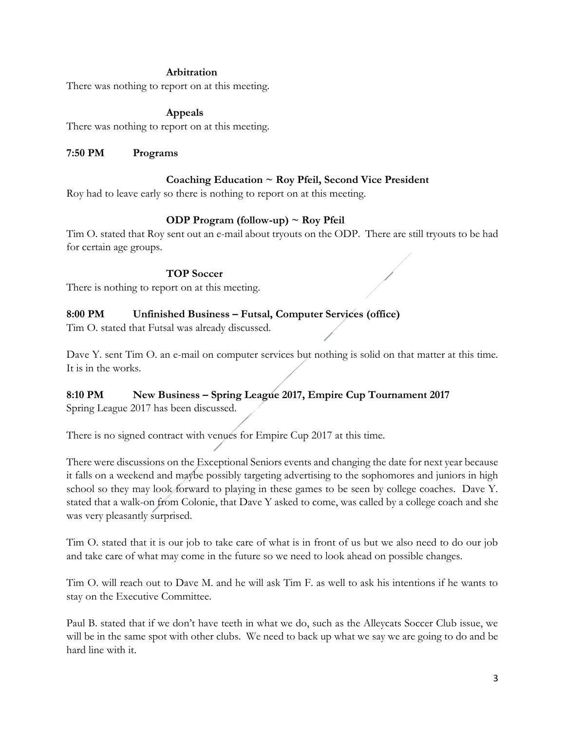**Arbitration**

There was nothing to report on at this meeting.

**Appeals**

There was nothing to report on at this meeting.

**7:50 PM Programs**

**Coaching Education ~ Roy Pfeil, Second Vice President**

Roy had to leave early so there is nothing to report on at this meeting.

**ODP Program (follow-up) ~ Roy Pfeil**

Tim O. stated that Roy sent out an e-mail about tryouts on the ODP. There are still tryouts to be had for certain age groups.

**TOP Soccer**

There is nothing to report on at this meeting.

**8:00 PM Unfinished Business – Futsal, Computer Services (office)**

Tim O. stated that Futsal was already discussed.

Dave Y. sent Tim O. an e-mail on computer services but nothing is solid on that matter at this time. It is in the works.

**8:10 PM New Business – Spring League 2017, Empire Cup Tournament 2017**

Spring League 2017 has been discussed.

There is no signed contract with venues for Empire Cup 2017 at this time.

There were discussions on the Exceptional Seniors events and changing the date for next year because it falls on a weekend and maybe possibly targeting advertising to the sophomores and juniors in high school so they may look forward to playing in these games to be seen by college coaches. Dave Y. stated that a walk-on from Colonie, that Dave Y asked to come, was called by a college coach and she was very pleasantly surprised.

Tim O. stated that it is our job to take care of what is in front of us but we also need to do our job and take care of what may come in the future so we need to look ahead on possible changes.

Tim O. will reach out to Dave M. and he will ask Tim F. as well to ask his intentions if he wants to stay on the Executive Committee.

Paul B. stated that if we don't have teeth in what we do, such as the Alleycats Soccer Club issue, we will be in the same spot with other clubs. We need to back up what we say we are going to do and be hard line with it.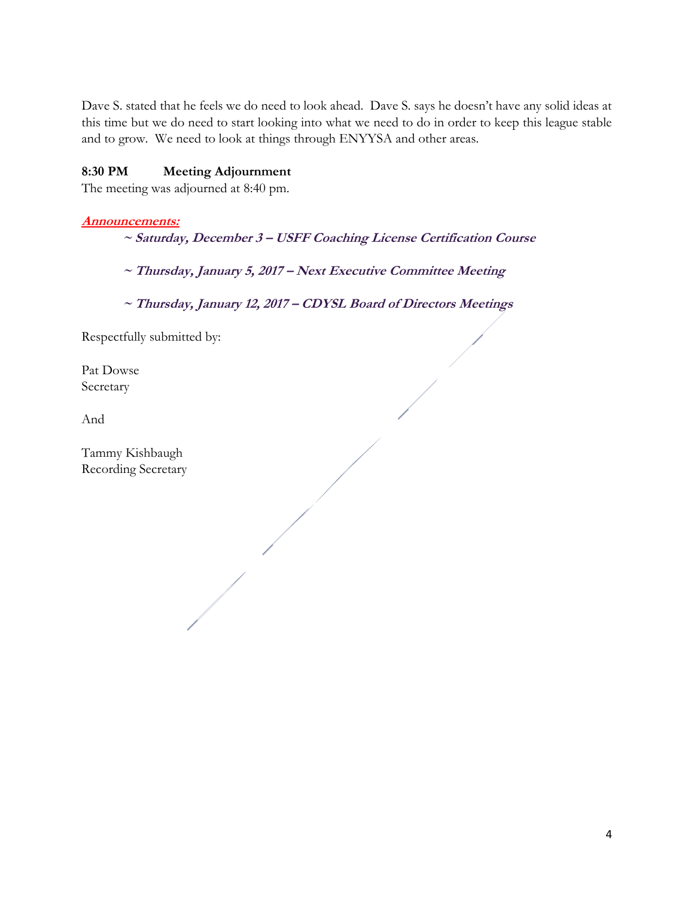Dave S. stated that he feels we do need to look ahead. Dave S. says he doesn't have any solid ideas at this time but we do need to start looking into what we need to do in order to keep this league stable and to grow. We need to look at things through ENYYSA and other areas.

**8:30 PM Meeting Adjournment**

The meeting was adjourned at 8:40 pm.

***Announcements:***

***~ Saturday, December 3 – USFF Coaching License Certification Course***

***~ Thursday, January 5, 2017 – Next Executive Committee Meeting***

***~ Thursday, January 12, 2017 – CDYSL Board of Directors Meetings***

Respectfully submitted by:

Pat Dowse
Secretary

And

Tammy Kishbaugh
Recording Secretary